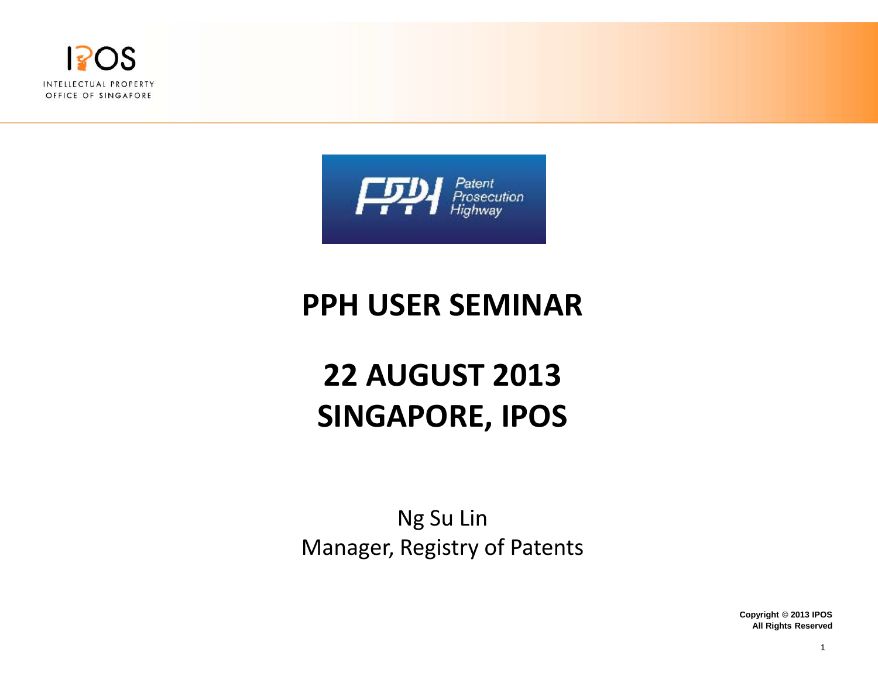IPOS

INTELLECTUAL PROPERTY OFFICE OF SINGAPORE

PPH Patent Prosecution Highway

# PPH USER SEMINAR

# 22 AUGUST 2013
# SINGAPORE, IPOS

Ng Su Lin
Manager, Registry of Patents

**Copyright © 2013 IPOS**
**All Rights Reserved**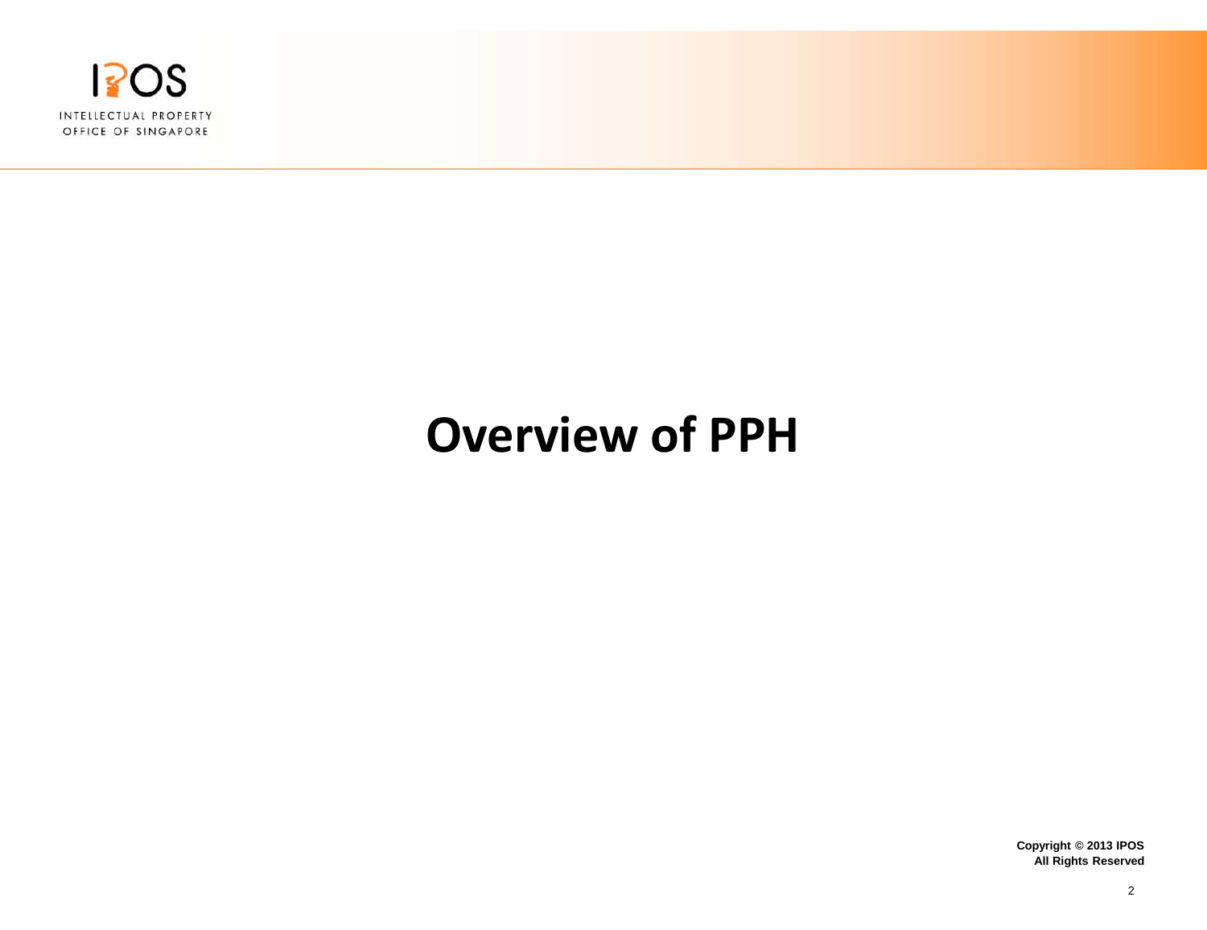# Overview of PPH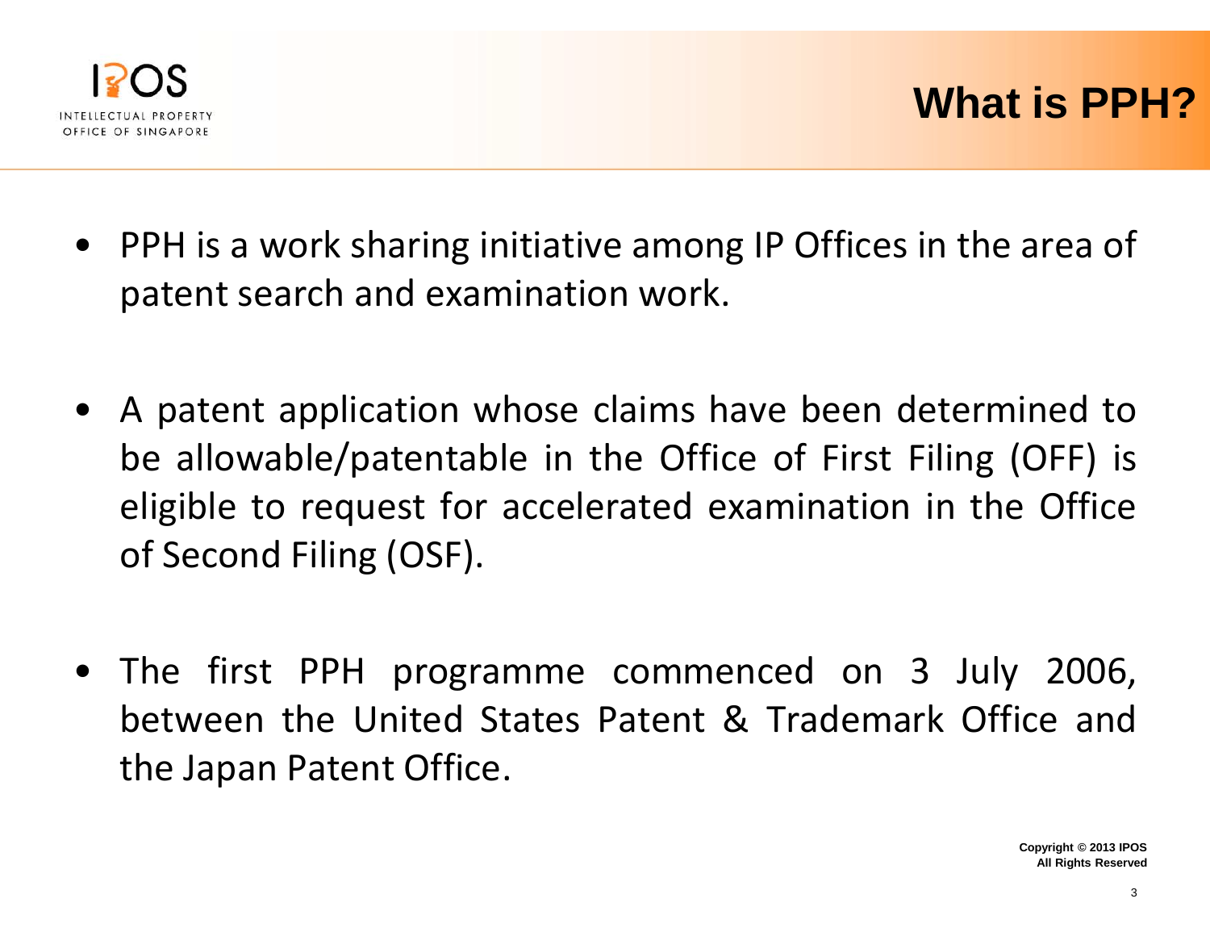# What is PPH?

- PPH is a work sharing initiative among IP Offices in the area of patent search and examination work.

- A patent application whose claims have been determined to be allowable/patentable in the Office of First Filing (OFF) is eligible to request for accelerated examination in the Office of Second Filing (OSF).

- The first PPH programme commenced on 3 July 2006, between the United States Patent & Trademark Office and the Japan Patent Office.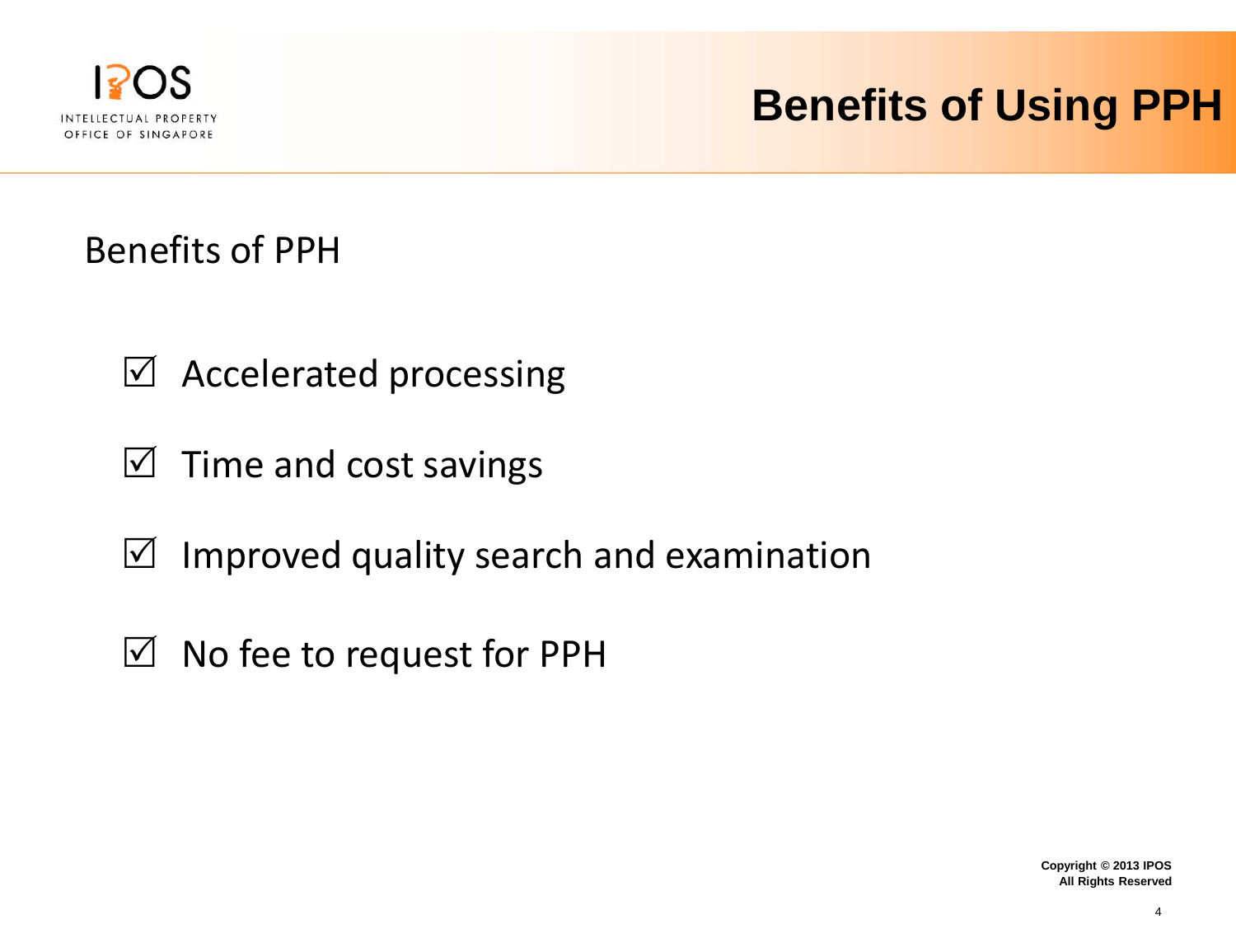# Benefits of Using PPH

Benefits of PPH

- ☑ Accelerated processing
- ☑ Time and cost savings
- ☑ Improved quality search and examination
- ☑ No fee to request for PPH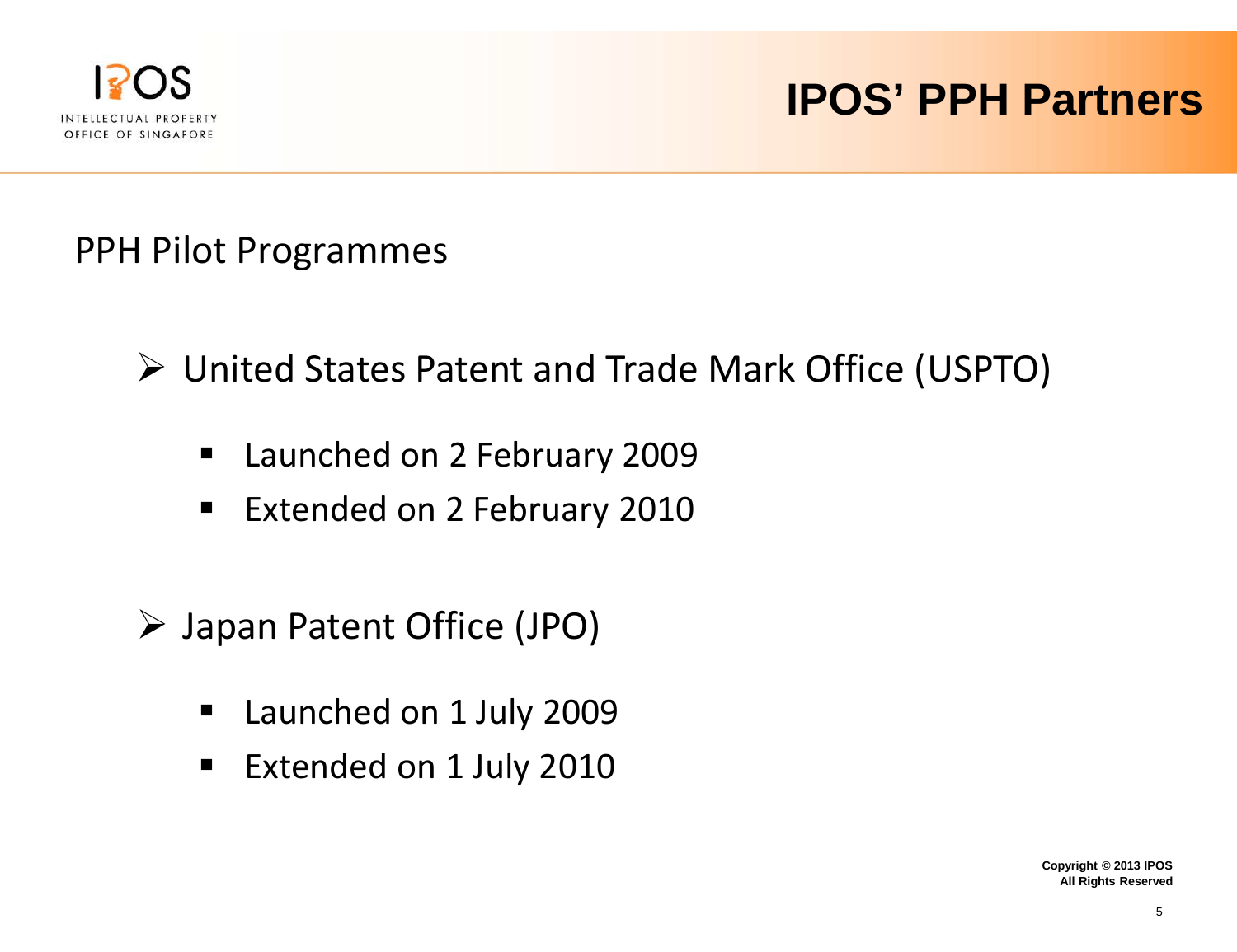# IPOS' PPH Partners

## PPH Pilot Programmes

- United States Patent and Trade Mark Office (USPTO)
  - Launched on 2 February 2009
  - Extended on 2 February 2010
- Japan Patent Office (JPO)
  - Launched on 1 July 2009
  - Extended on 1 July 2010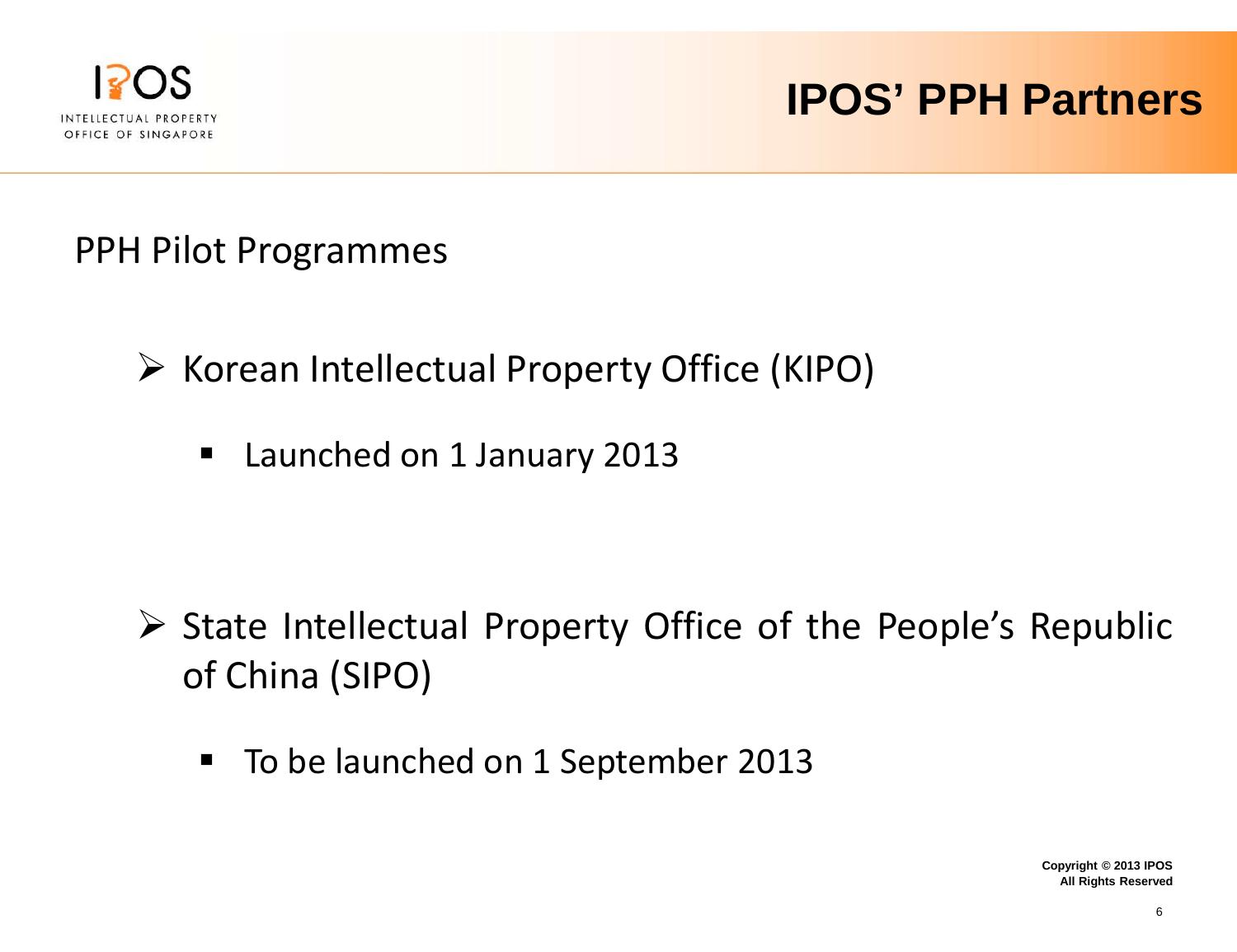# IPOS' PPH Partners

PPH Pilot Programmes

- Korean Intellectual Property Office (KIPO)
  - Launched on 1 January 2013

- State Intellectual Property Office of the People's Republic of China (SIPO)
  - To be launched on 1 September 2013

Copyright © 2013 IPOS
All Rights Reserved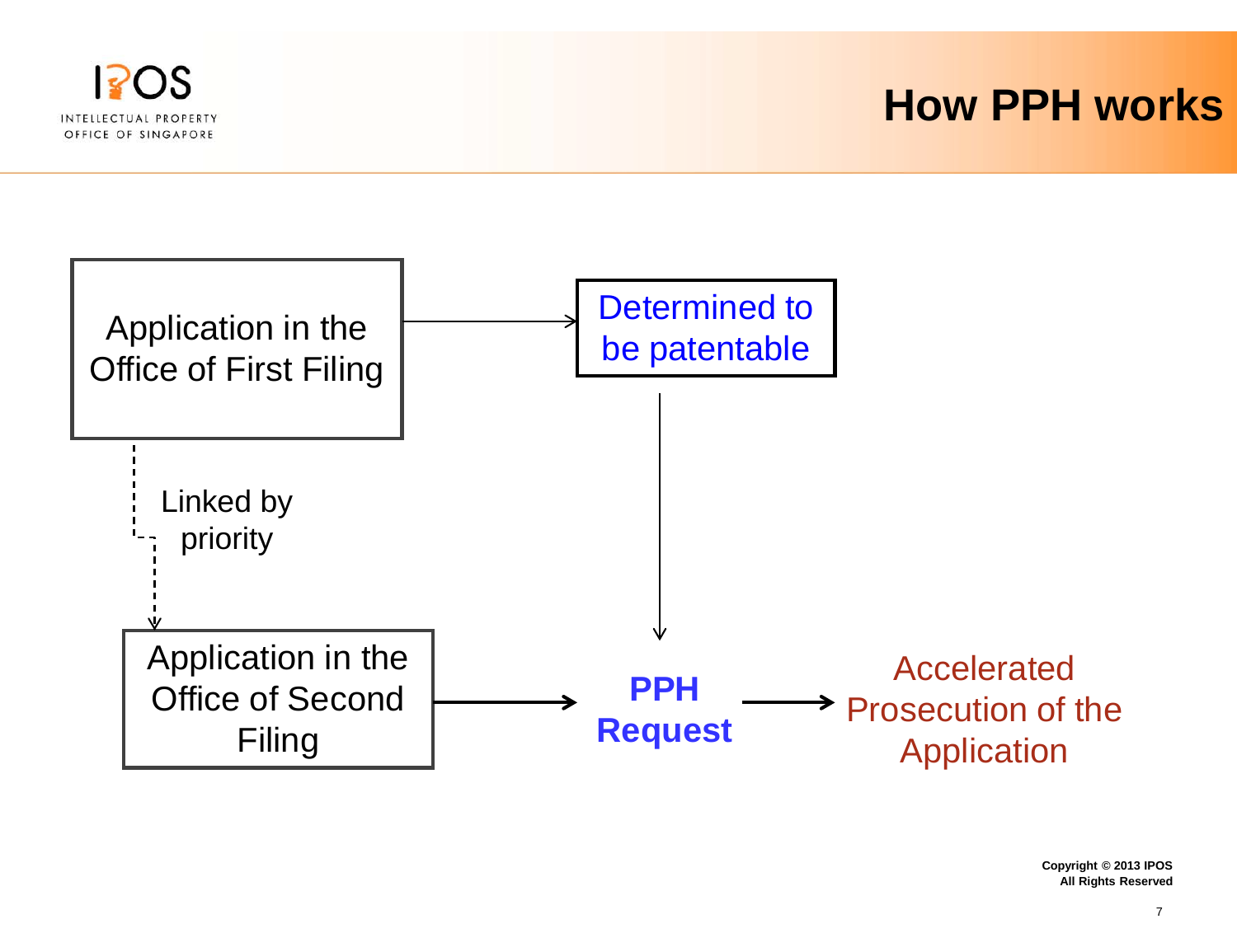# How PPH works

Application in the Office of First Filing → Determined to be patentable

Linked by priority

Application in the Office of Second Filing → **PPH Request** → Accelerated Prosecution of the Application

Determined to be patentable → **PPH Request**

Copyright © 2013 IPOS
All Rights Reserved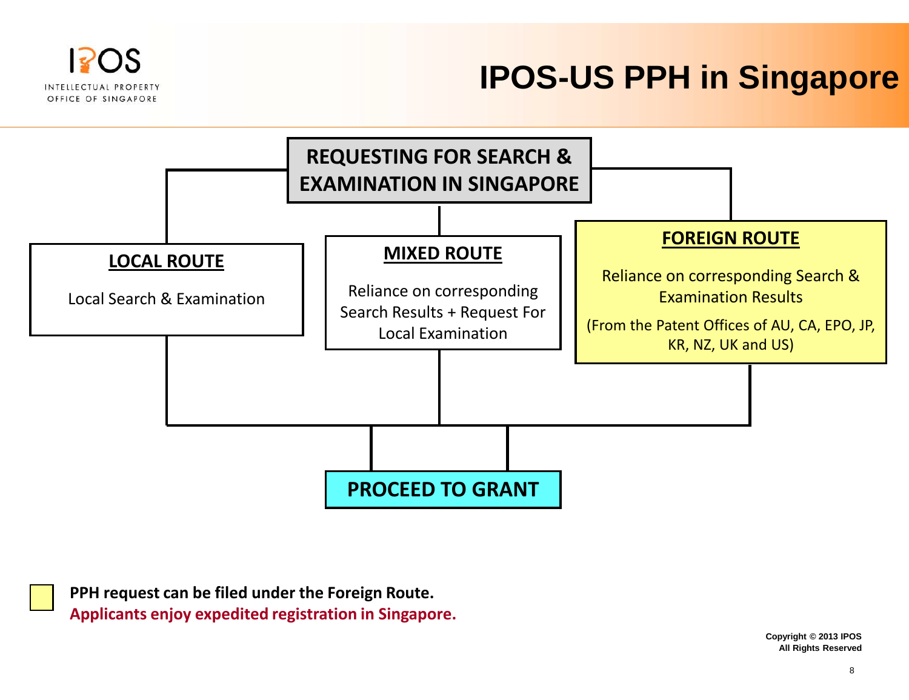# IPOS-US PPH in Singapore

**REQUESTING FOR SEARCH & EXAMINATION IN SINGAPORE**

**LOCAL ROUTE**

Local Search & Examination

**MIXED ROUTE**

Reliance on corresponding Search Results + Request For Local Examination

**FOREIGN ROUTE**

Reliance on corresponding Search & Examination Results

(From the Patent Offices of AU, CA, EPO, JP, KR, NZ, UK and US)

**PROCEED TO GRANT**

**PPH request can be filed under the Foreign Route.**
**Applicants enjoy expedited registration in Singapore.**

Copyright © 2013 IPOS
All Rights Reserved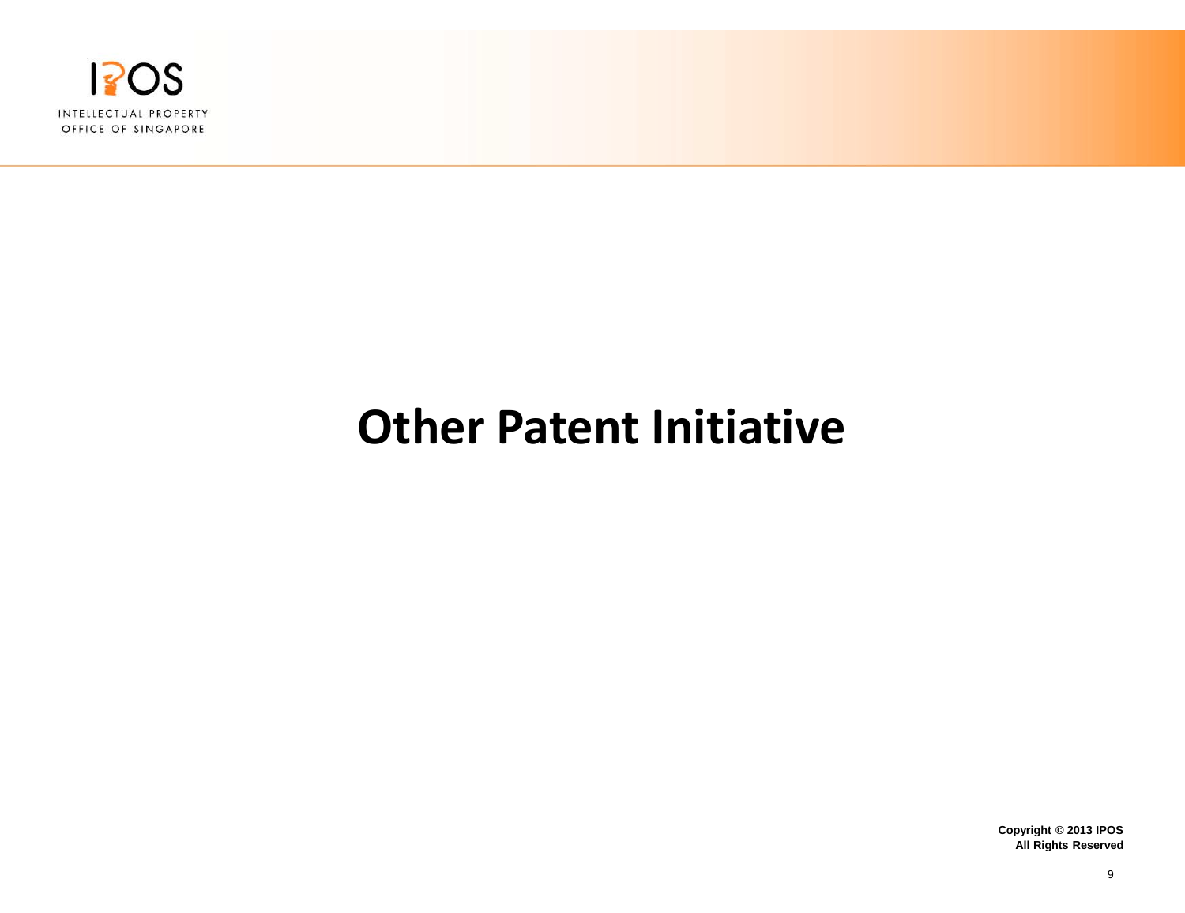# Other Patent Initiative

Copyright © 2013 IPOS
All Rights Reserved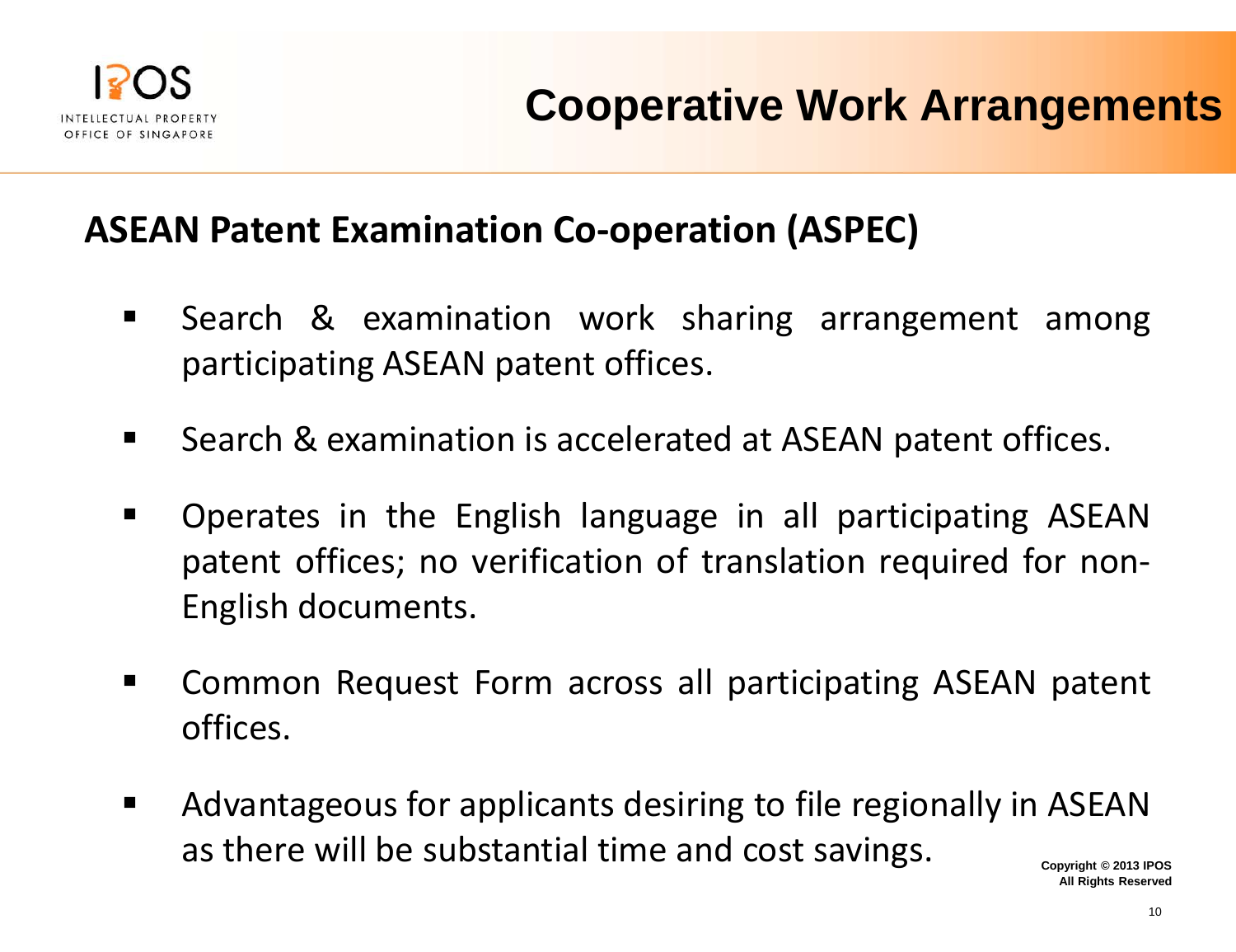# Cooperative Work Arrangements

## ASEAN Patent Examination Co-operation (ASPEC)

- Search & examination work sharing arrangement among participating ASEAN patent offices.
- Search & examination is accelerated at ASEAN patent offices.
- Operates in the English language in all participating ASEAN patent offices; no verification of translation required for non-English documents.
- Common Request Form across all participating ASEAN patent offices.
- Advantageous for applicants desiring to file regionally in ASEAN as there will be substantial time and cost savings.

Copyright © 2013 IPOS
All Rights Reserved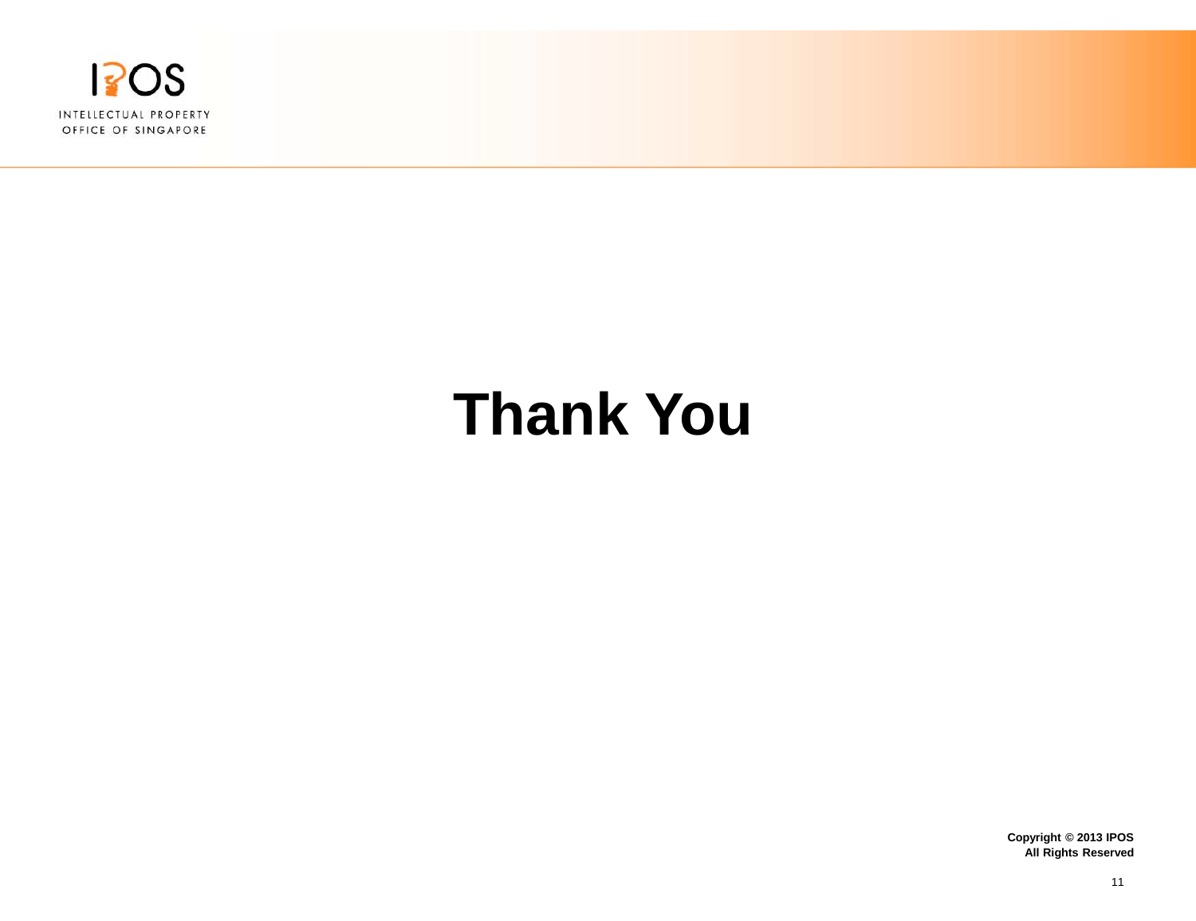# Thank You

**Copyright © 2013 IPOS**
**All Rights Reserved**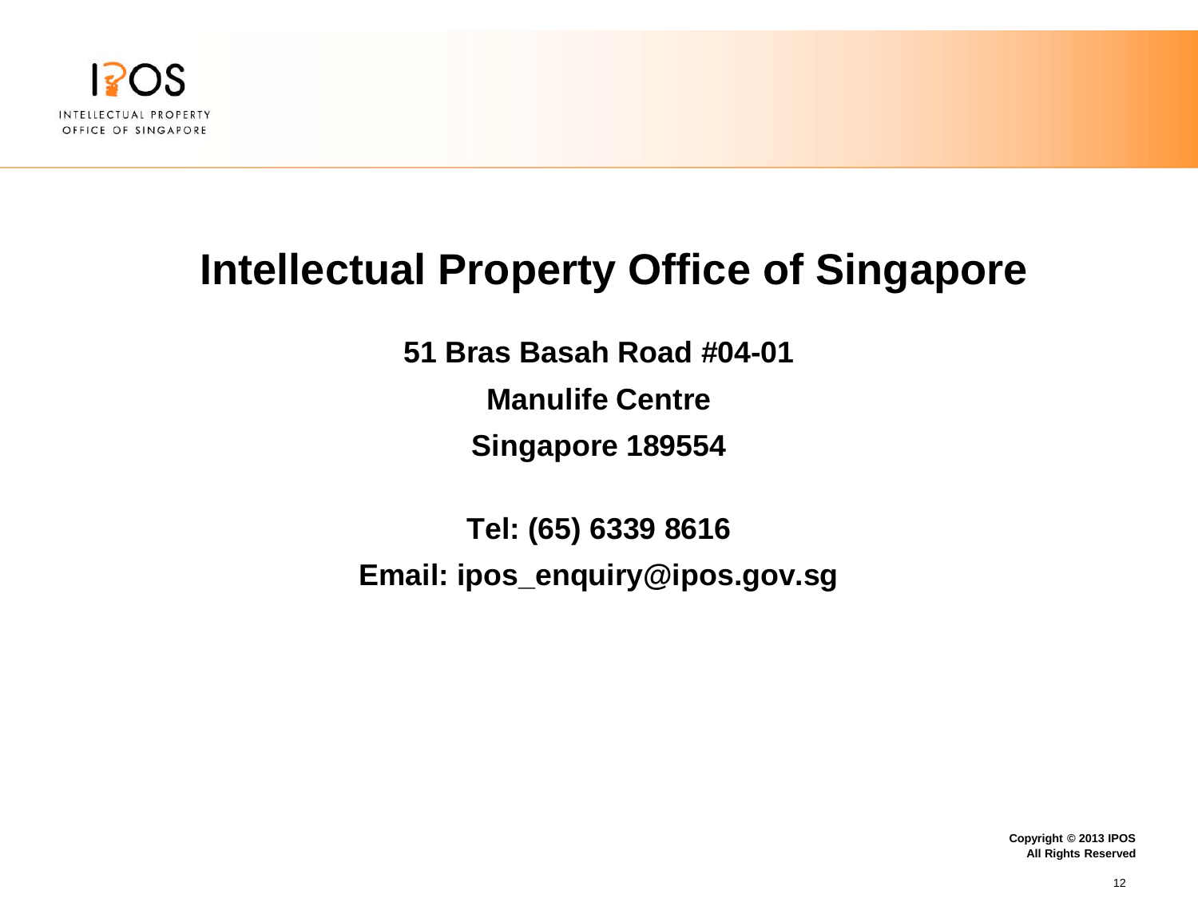# Intellectual Property Office of Singapore

**51 Bras Basah Road #04-01**

**Manulife Centre**

**Singapore 189554**

**Tel: (65) 6339 8616**

**Email: ipos_enquiry@ipos.gov.sg**

**Copyright © 2013 IPOS**
**All Rights Reserved**